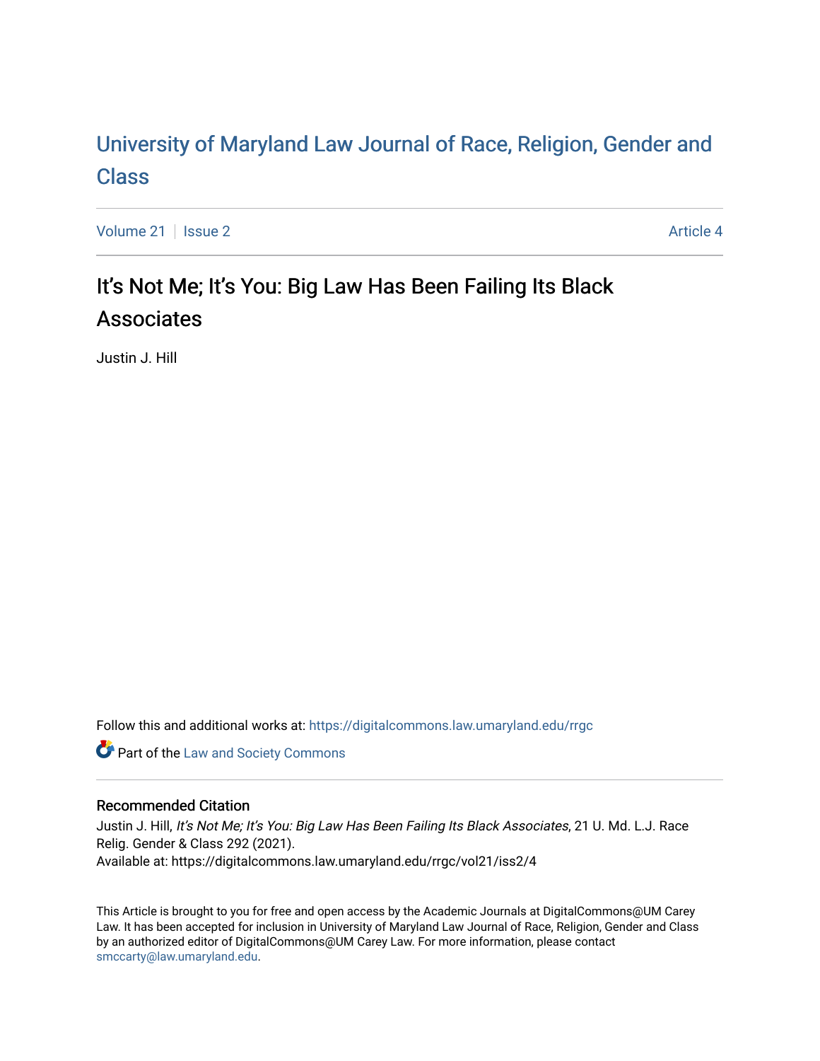# University of Maryland Law Journal of Race, Religion, Gender and Class

Volume 21 | Issue 2 Article 4

## It's Not Me; It's You: Big Law Has Been Failing Its Black Associates

Justin J. Hill

Follow this and additional works at: https://digitalcommons.law.umaryland.edu/rrgc

Part of the Law and Society Commons

### Recommended Citation

Justin J. Hill, *It's Not Me; It's You: Big Law Has Been Failing Its Black Associates*, 21 U. Md. L.J. Race Relig. Gender & Class 292 (2021).
Available at: https://digitalcommons.law.umaryland.edu/rrgc/vol21/iss2/4

This Article is brought to you for free and open access by the Academic Journals at DigitalCommons@UM Carey Law. It has been accepted for inclusion in University of Maryland Law Journal of Race, Religion, Gender and Class by an authorized editor of DigitalCommons@UM Carey Law. For more information, please contact smccarty@law.umaryland.edu.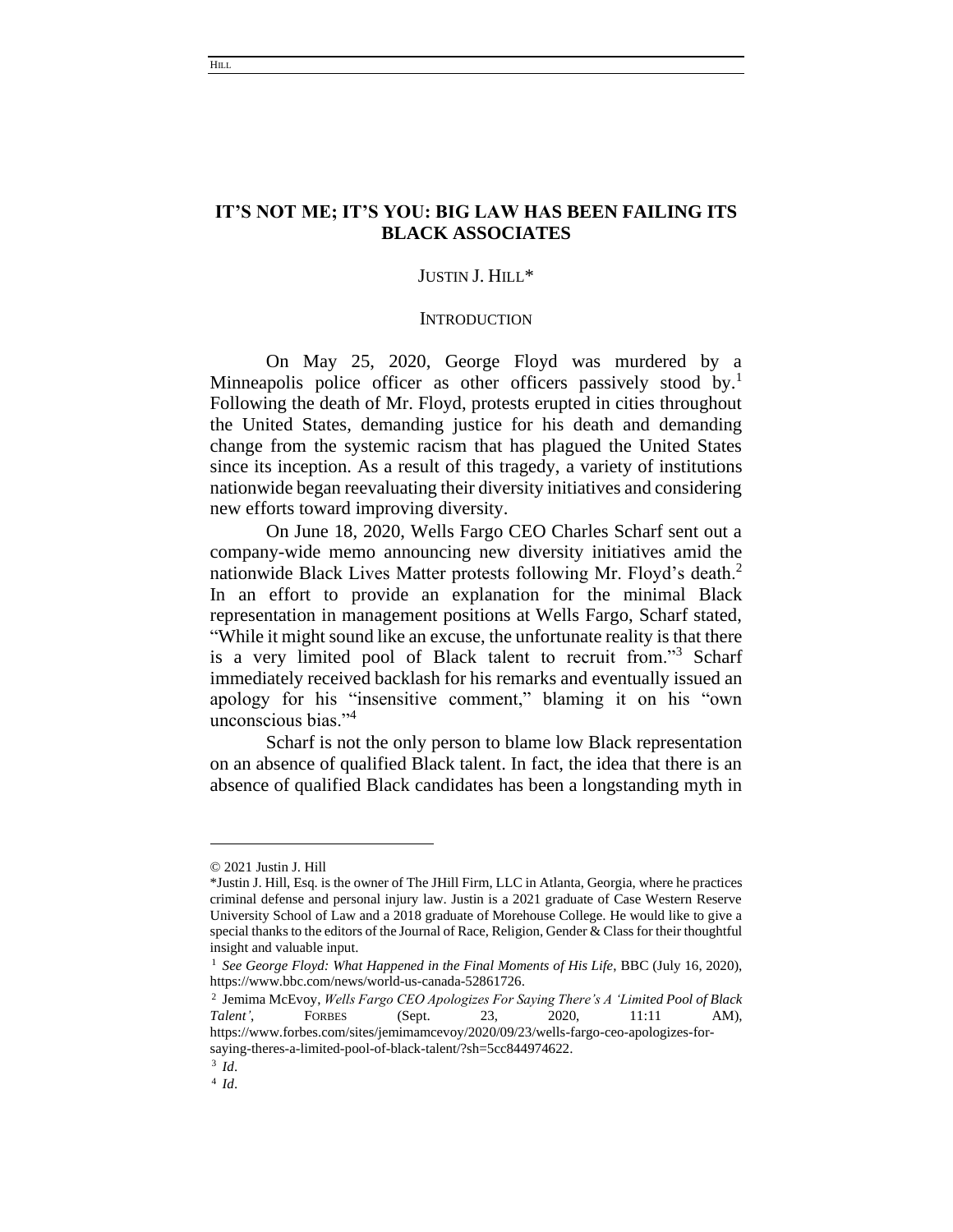# IT'S NOT ME; IT'S YOU: BIG LAW HAS BEEN FAILING ITS BLACK ASSOCIATES

JUSTIN J. HILL*

## INTRODUCTION

On May 25, 2020, George Floyd was murdered by a Minneapolis police officer as other officers passively stood by.[1] Following the death of Mr. Floyd, protests erupted in cities throughout the United States, demanding justice for his death and demanding change from the systemic racism that has plagued the United States since its inception. As a result of this tragedy, a variety of institutions nationwide began reevaluating their diversity initiatives and considering new efforts toward improving diversity.

On June 18, 2020, Wells Fargo CEO Charles Scharf sent out a company-wide memo announcing new diversity initiatives amid the nationwide Black Lives Matter protests following Mr. Floyd's death.[2] In an effort to provide an explanation for the minimal Black representation in management positions at Wells Fargo, Scharf stated, "While it might sound like an excuse, the unfortunate reality is that there is a very limited pool of Black talent to recruit from."[3] Scharf immediately received backlash for his remarks and eventually issued an apology for his "insensitive comment," blaming it on his "own unconscious bias."[4]

Scharf is not the only person to blame low Black representation on an absence of qualified Black talent. In fact, the idea that there is an absence of qualified Black candidates has been a longstanding myth in

---

© 2021 Justin J. Hill

*Justin J. Hill, Esq. is the owner of The JHill Firm, LLC in Atlanta, Georgia, where he practices criminal defense and personal injury law. Justin is a 2021 graduate of Case Western Reserve University School of Law and a 2018 graduate of Morehouse College. He would like to give a special thanks to the editors of the Journal of Race, Religion, Gender & Class for their thoughtful insight and valuable input.

[1] *See George Floyd: What Happened in the Final Moments of His Life*, BBC (July 16, 2020), https://www.bbc.com/news/world-us-canada-52861726.

[2] Jemima McEvoy, *Wells Fargo CEO Apologizes For Saying There's A 'Limited Pool of Black Talent'*, FORBES (Sept. 23, 2020, 11:11 AM), https://www.forbes.com/sites/jemimamcevoy/2020/09/23/wells-fargo-ceo-apologizes-for-saying-theres-a-limited-pool-of-black-talent/?sh=5cc844974622.

[3] *Id*.

[4] *Id*.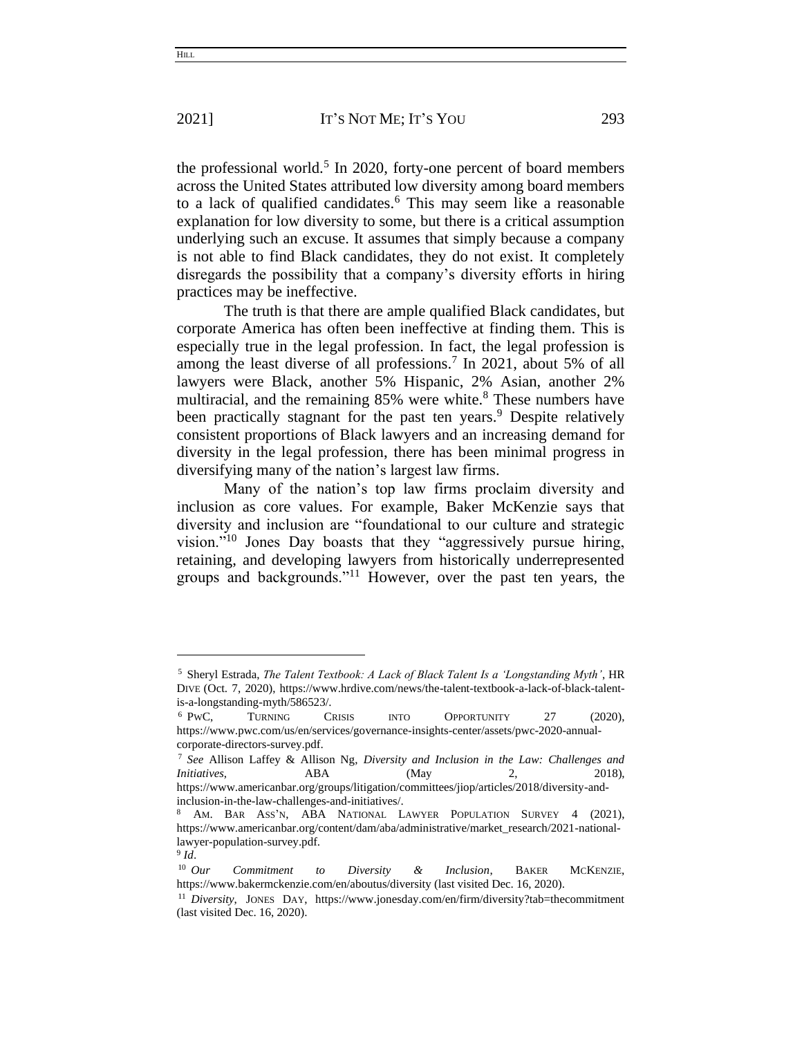the professional world.[5] In 2020, forty-one percent of board members across the United States attributed low diversity among board members to a lack of qualified candidates.[6] This may seem like a reasonable explanation for low diversity to some, but there is a critical assumption underlying such an excuse. It assumes that simply because a company is not able to find Black candidates, they do not exist. It completely disregards the possibility that a company's diversity efforts in hiring practices may be ineffective.

The truth is that there are ample qualified Black candidates, but corporate America has often been ineffective at finding them. This is especially true in the legal profession. In fact, the legal profession is among the least diverse of all professions.[7] In 2021, about 5% of all lawyers were Black, another 5% Hispanic, 2% Asian, another 2% multiracial, and the remaining 85% were white.[8] These numbers have been practically stagnant for the past ten years.[9] Despite relatively consistent proportions of Black lawyers and an increasing demand for diversity in the legal profession, there has been minimal progress in diversifying many of the nation's largest law firms.

Many of the nation's top law firms proclaim diversity and inclusion as core values. For example, Baker McKenzie says that diversity and inclusion are "foundational to our culture and strategic vision."[10] Jones Day boasts that they "aggressively pursue hiring, retaining, and developing lawyers from historically underrepresented groups and backgrounds."[11] However, over the past ten years, the

---

[5] Sheryl Estrada, *The Talent Textbook: A Lack of Black Talent Is a 'Longstanding Myth'*, HR DIVE (Oct. 7, 2020), https://www.hrdive.com/news/the-talent-textbook-a-lack-of-black-talent-is-a-longstanding-myth/586523/.

[6] PWC, TURNING CRISIS INTO OPPORTUNITY 27 (2020), https://www.pwc.com/us/en/services/governance-insights-center/assets/pwc-2020-annual-corporate-directors-survey.pdf.

[7] *See* Allison Laffey & Allison Ng, *Diversity and Inclusion in the Law: Challenges and Initiatives*, ABA (May 2, 2018), https://www.americanbar.org/groups/litigation/committees/jiop/articles/2018/diversity-and-inclusion-in-the-law-challenges-and-initiatives/.

[8] AM. BAR ASS'N, ABA NATIONAL LAWYER POPULATION SURVEY 4 (2021), https://www.americanbar.org/content/dam/aba/administrative/market_research/2021-national-lawyer-population-survey.pdf.

[9] *Id*.

[10] *Our Commitment to Diversity & Inclusion*, BAKER MCKENZIE, https://www.bakermckenzie.com/en/aboutus/diversity (last visited Dec. 16, 2020).

[11] *Diversity*, JONES DAY, https://www.jonesday.com/en/firm/diversity?tab=thecommitment (last visited Dec. 16, 2020).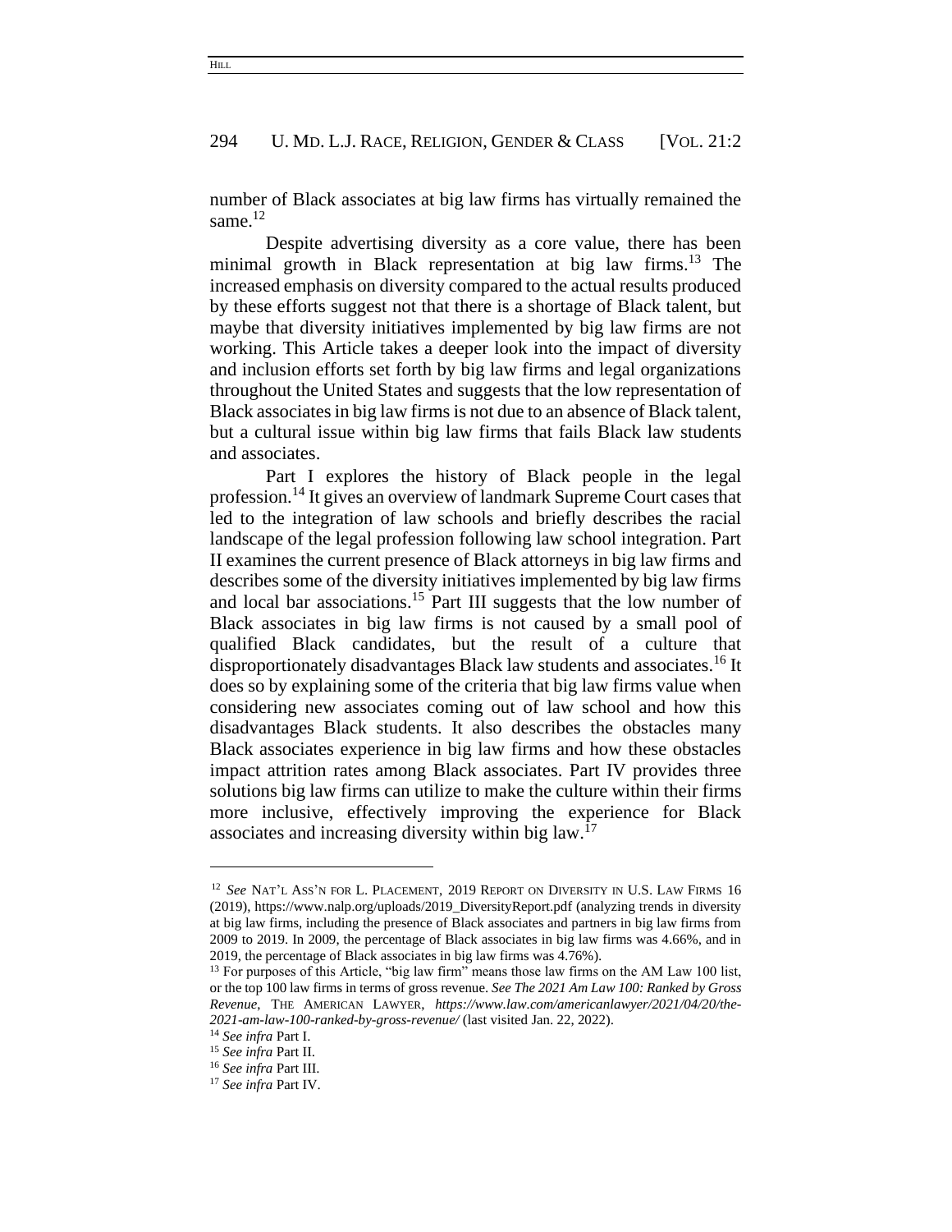number of Black associates at big law firms has virtually remained the same.[12]

Despite advertising diversity as a core value, there has been minimal growth in Black representation at big law firms.[13] The increased emphasis on diversity compared to the actual results produced by these efforts suggest not that there is a shortage of Black talent, but maybe that diversity initiatives implemented by big law firms are not working. This Article takes a deeper look into the impact of diversity and inclusion efforts set forth by big law firms and legal organizations throughout the United States and suggests that the low representation of Black associates in big law firms is not due to an absence of Black talent, but a cultural issue within big law firms that fails Black law students and associates.

Part I explores the history of Black people in the legal profession.[14] It gives an overview of landmark Supreme Court cases that led to the integration of law schools and briefly describes the racial landscape of the legal profession following law school integration. Part II examines the current presence of Black attorneys in big law firms and describes some of the diversity initiatives implemented by big law firms and local bar associations.[15] Part III suggests that the low number of Black associates in big law firms is not caused by a small pool of qualified Black candidates, but the result of a culture that disproportionately disadvantages Black law students and associates.[16] It does so by explaining some of the criteria that big law firms value when considering new associates coming out of law school and how this disadvantages Black students. It also describes the obstacles many Black associates experience in big law firms and how these obstacles impact attrition rates among Black associates. Part IV provides three solutions big law firms can utilize to make the culture within their firms more inclusive, effectively improving the experience for Black associates and increasing diversity within big law.[17]

---

[12] *See* NAT'L ASS'N FOR L. PLACEMENT, 2019 REPORT ON DIVERSITY IN U.S. LAW FIRMS 16 (2019), https://www.nalp.org/uploads/2019_DiversityReport.pdf (analyzing trends in diversity at big law firms, including the presence of Black associates and partners in big law firms from 2009 to 2019. In 2009, the percentage of Black associates in big law firms was 4.66%, and in 2019, the percentage of Black associates in big law firms was 4.76%).

[13] For purposes of this Article, "big law firm" means those law firms on the AM Law 100 list, or the top 100 law firms in terms of gross revenue. *See The 2021 Am Law 100: Ranked by Gross Revenue*, THE AMERICAN LAWYER, *https://www.law.com/americanlawyer/2021/04/20/the-2021-am-law-100-ranked-by-gross-revenue/* (last visited Jan. 22, 2022).

[14] *See infra* Part I.

[15] *See infra* Part II.

[16] *See infra* Part III.

[17] *See infra* Part IV.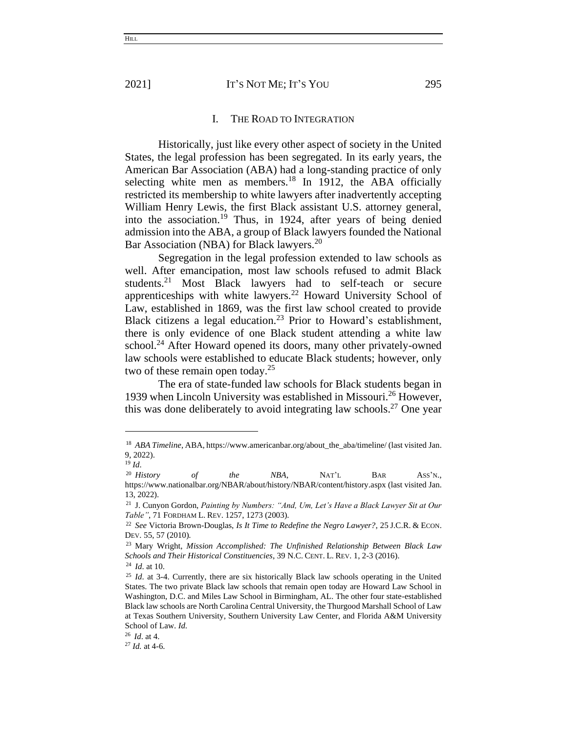## I. THE ROAD TO INTEGRATION

Historically, just like every other aspect of society in the United States, the legal profession has been segregated. In its early years, the American Bar Association (ABA) had a long-standing practice of only selecting white men as members.[18] In 1912, the ABA officially restricted its membership to white lawyers after inadvertently accepting William Henry Lewis, the first Black assistant U.S. attorney general, into the association.[19] Thus, in 1924, after years of being denied admission into the ABA, a group of Black lawyers founded the National Bar Association (NBA) for Black lawyers.[20]

Segregation in the legal profession extended to law schools as well. After emancipation, most law schools refused to admit Black students.[21] Most Black lawyers had to self-teach or secure apprenticeships with white lawyers.[22] Howard University School of Law, established in 1869, was the first law school created to provide Black citizens a legal education.[23] Prior to Howard's establishment, there is only evidence of one Black student attending a white law school.[24] After Howard opened its doors, many other privately-owned law schools were established to educate Black students; however, only two of these remain open today.[25]

The era of state-funded law schools for Black students began in 1939 when Lincoln University was established in Missouri.[26] However, this was done deliberately to avoid integrating law schools.[27] One year

---

[18] *ABA Timeline*, ABA, https://www.americanbar.org/about_the_aba/timeline/ (last visited Jan. 9, 2022).

[19] *Id*.

[20] *History of the NBA*, NAT'L BAR ASS'N., https://www.nationalbar.org/NBAR/about/history/NBAR/content/history.aspx (last visited Jan. 13, 2022).

[21] J. Cunyon Gordon, *Painting by Numbers: "And, Um, Let's Have a Black Lawyer Sit at Our Table"*, 71 FORDHAM L. REV. 1257, 1273 (2003).

[22] *See* Victoria Brown-Douglas, *Is It Time to Redefine the Negro Lawyer?*, 25 J.C.R. & ECON. DEV. 55, 57 (2010).

[23] Mary Wright, *Mission Accomplished: The Unfinished Relationship Between Black Law Schools and Their Historical Constituencies*, 39 N.C. CENT. L. REV. 1, 2-3 (2016).

[24] *Id*. at 10.

[25] *Id*. at 3-4. Currently, there are six historically Black law schools operating in the United States. The two private Black law schools that remain open today are Howard Law School in Washington, D.C. and Miles Law School in Birmingham, AL. The other four state-established Black law schools are North Carolina Central University, the Thurgood Marshall School of Law at Texas Southern University, Southern University Law Center, and Florida A&M University School of Law. *Id.*

[26] *Id*. at 4.

[27] *Id.* at 4-6.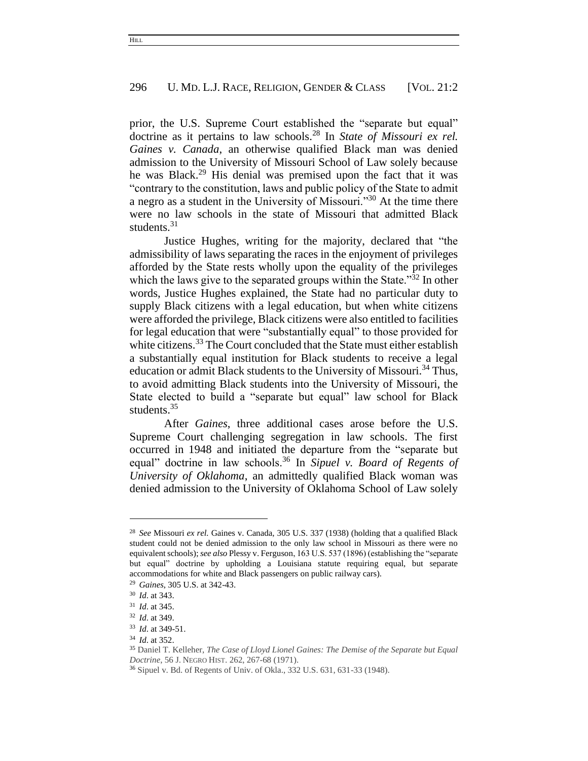prior, the U.S. Supreme Court established the "separate but equal" doctrine as it pertains to law schools.[28] In *State of Missouri ex rel. Gaines v. Canada*, an otherwise qualified Black man was denied admission to the University of Missouri School of Law solely because he was Black.[29] His denial was premised upon the fact that it was "contrary to the constitution, laws and public policy of the State to admit a negro as a student in the University of Missouri."[30] At the time there were no law schools in the state of Missouri that admitted Black students.[31]

Justice Hughes, writing for the majority, declared that "the admissibility of laws separating the races in the enjoyment of privileges afforded by the State rests wholly upon the equality of the privileges which the laws give to the separated groups within the State."[32] In other words, Justice Hughes explained, the State had no particular duty to supply Black citizens with a legal education, but when white citizens were afforded the privilege, Black citizens were also entitled to facilities for legal education that were "substantially equal" to those provided for white citizens.[33] The Court concluded that the State must either establish a substantially equal institution for Black students to receive a legal education or admit Black students to the University of Missouri.[34] Thus, to avoid admitting Black students into the University of Missouri, the State elected to build a "separate but equal" law school for Black students.[35]

After *Gaines*, three additional cases arose before the U.S. Supreme Court challenging segregation in law schools. The first occurred in 1948 and initiated the departure from the "separate but equal" doctrine in law schools.[36] In *Sipuel v. Board of Regents of University of Oklahoma*, an admittedly qualified Black woman was denied admission to the University of Oklahoma School of Law solely

---

[28] *See* Missouri *ex rel.* Gaines v. Canada, 305 U.S. 337 (1938) (holding that a qualified Black student could not be denied admission to the only law school in Missouri as there were no equivalent schools); *see also* Plessy v. Ferguson, 163 U.S. 537 (1896) (establishing the "separate but equal" doctrine by upholding a Louisiana statute requiring equal, but separate accommodations for white and Black passengers on public railway cars).

[29] *Gaines*, 305 U.S. at 342-43.

[30] *Id*. at 343.

[31] *Id*. at 345.

[32] *Id*. at 349.

[33] *Id*. at 349-51.

[34] *Id*. at 352.

[35] Daniel T. Kelleher, *The Case of Lloyd Lionel Gaines: The Demise of the Separate but Equal Doctrine*, 56 J. NEGRO HIST. 262, 267-68 (1971).

[36] Sipuel v. Bd. of Regents of Univ. of Okla., 332 U.S. 631, 631-33 (1948).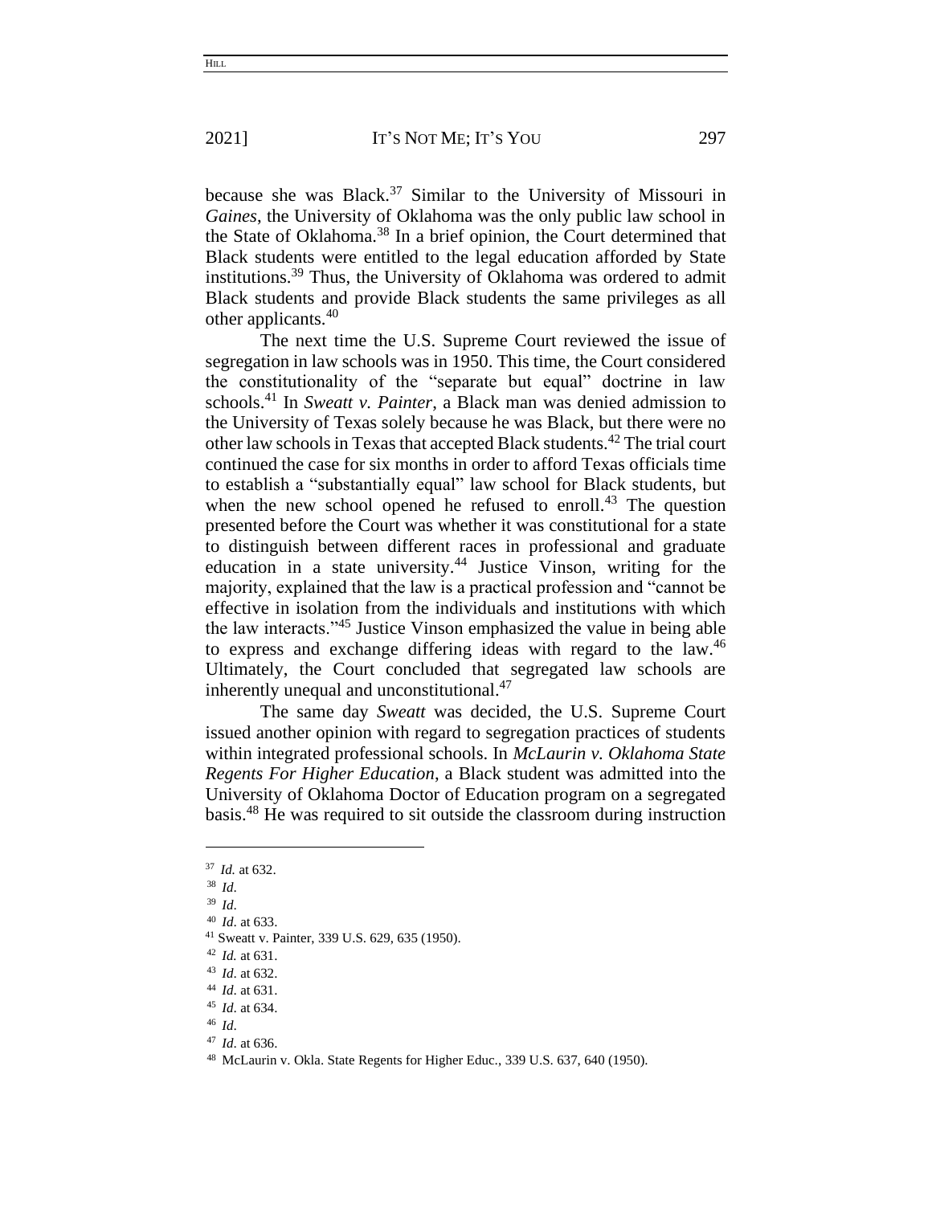because she was Black.[37] Similar to the University of Missouri in *Gaines*, the University of Oklahoma was the only public law school in the State of Oklahoma.[38] In a brief opinion, the Court determined that Black students were entitled to the legal education afforded by State institutions.[39] Thus, the University of Oklahoma was ordered to admit Black students and provide Black students the same privileges as all other applicants.[40]

The next time the U.S. Supreme Court reviewed the issue of segregation in law schools was in 1950. This time, the Court considered the constitutionality of the "separate but equal" doctrine in law schools.[41] In *Sweatt v. Painter*, a Black man was denied admission to the University of Texas solely because he was Black, but there were no other law schools in Texas that accepted Black students.[42] The trial court continued the case for six months in order to afford Texas officials time to establish a "substantially equal" law school for Black students, but when the new school opened he refused to enroll.[43] The question presented before the Court was whether it was constitutional for a state to distinguish between different races in professional and graduate education in a state university.[44] Justice Vinson, writing for the majority, explained that the law is a practical profession and "cannot be effective in isolation from the individuals and institutions with which the law interacts."[45] Justice Vinson emphasized the value in being able to express and exchange differing ideas with regard to the law.[46] Ultimately, the Court concluded that segregated law schools are inherently unequal and unconstitutional.[47]

The same day *Sweatt* was decided, the U.S. Supreme Court issued another opinion with regard to segregation practices of students within integrated professional schools. In *McLaurin v. Oklahoma State Regents For Higher Education*, a Black student was admitted into the University of Oklahoma Doctor of Education program on a segregated basis.[48] He was required to sit outside the classroom during instruction

---

[37] *Id.* at 632.

[38] *Id.*

[39] *Id.*

[40] *Id.* at 633.

[41] Sweatt v. Painter, 339 U.S. 629, 635 (1950).

[42] *Id.* at 631.

[43] *Id.* at 632.

[44] *Id.* at 631.

[45] *Id.* at 634.

[46] *Id.*

[47] *Id.* at 636.

[48] McLaurin v. Okla. State Regents for Higher Educ., 339 U.S. 637, 640 (1950).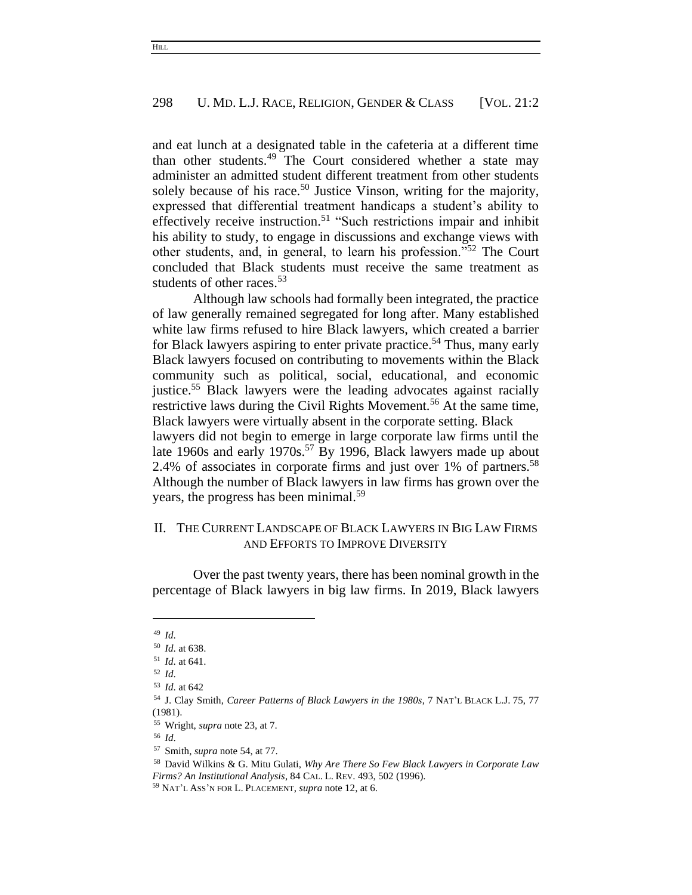and eat lunch at a designated table in the cafeteria at a different time than other students.[49] The Court considered whether a state may administer an admitted student different treatment from other students solely because of his race.[50] Justice Vinson, writing for the majority, expressed that differential treatment handicaps a student's ability to effectively receive instruction.[51] "Such restrictions impair and inhibit his ability to study, to engage in discussions and exchange views with other students, and, in general, to learn his profession."[52] The Court concluded that Black students must receive the same treatment as students of other races.[53]

Although law schools had formally been integrated, the practice of law generally remained segregated for long after. Many established white law firms refused to hire Black lawyers, which created a barrier for Black lawyers aspiring to enter private practice.[54] Thus, many early Black lawyers focused on contributing to movements within the Black community such as political, social, educational, and economic justice.[55] Black lawyers were the leading advocates against racially restrictive laws during the Civil Rights Movement.[56] At the same time, Black lawyers were virtually absent in the corporate setting. Black lawyers did not begin to emerge in large corporate law firms until the late 1960s and early 1970s.[57] By 1996, Black lawyers made up about 2.4% of associates in corporate firms and just over 1% of partners.[58] Although the number of Black lawyers in law firms has grown over the years, the progress has been minimal.[59]

## II. The Current Landscape of Black Lawyers in Big Law Firms and Efforts to Improve Diversity

Over the past twenty years, there has been nominal growth in the percentage of Black lawyers in big law firms. In 2019, Black lawyers

---

[49] *Id.*

[50] *Id.* at 638.

[51] *Id.* at 641.

[52] *Id.*

[53] *Id.* at 642

[54] J. Clay Smith, *Career Patterns of Black Lawyers in the 1980s*, 7 Nat'l Black L.J. 75, 77 (1981).

[55] Wright, *supra* note 23, at 7.

[56] *Id.*

[57] Smith, *supra* note 54, at 77.

[58] David Wilkins & G. Mitu Gulati, *Why Are There So Few Black Lawyers in Corporate Law Firms? An Institutional Analysis*, 84 Cal. L. Rev. 493, 502 (1996).

[59] Nat'l Ass'n for L. Placement, *supra* note 12, at 6.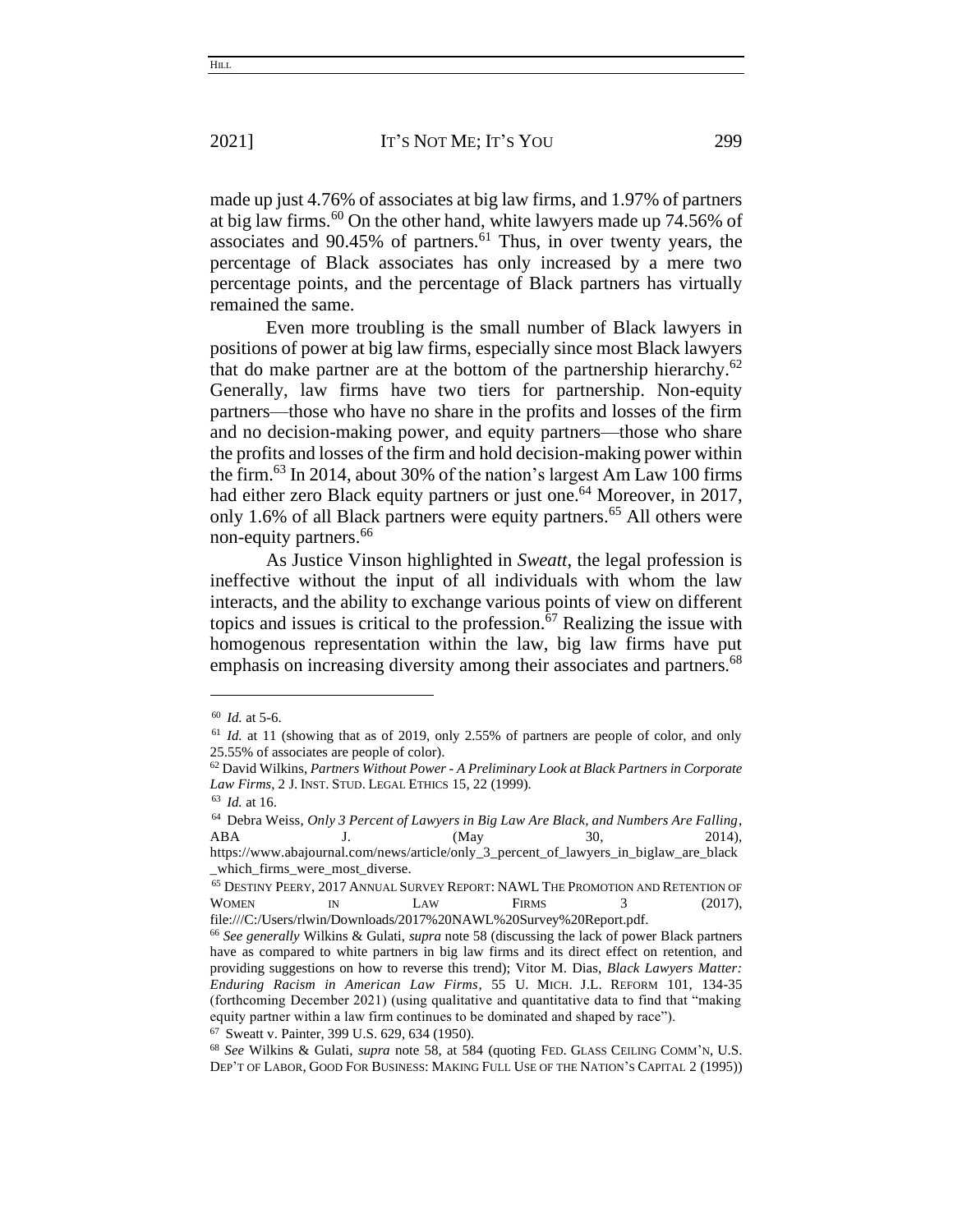made up just 4.76% of associates at big law firms, and 1.97% of partners at big law firms.[60] On the other hand, white lawyers made up 74.56% of associates and 90.45% of partners.[61] Thus, in over twenty years, the percentage of Black associates has only increased by a mere two percentage points, and the percentage of Black partners has virtually remained the same.

Even more troubling is the small number of Black lawyers in positions of power at big law firms, especially since most Black lawyers that do make partner are at the bottom of the partnership hierarchy.[62] Generally, law firms have two tiers for partnership. Non-equity partners—those who have no share in the profits and losses of the firm and no decision-making power, and equity partners—those who share the profits and losses of the firm and hold decision-making power within the firm.[63] In 2014, about 30% of the nation's largest Am Law 100 firms had either zero Black equity partners or just one.[64] Moreover, in 2017, only 1.6% of all Black partners were equity partners.[65] All others were non-equity partners.[66]

As Justice Vinson highlighted in *Sweatt*, the legal profession is ineffective without the input of all individuals with whom the law interacts, and the ability to exchange various points of view on different topics and issues is critical to the profession.[67] Realizing the issue with homogenous representation within the law, big law firms have put emphasis on increasing diversity among their associates and partners.[68]

---

[60] *Id.* at 5-6.

[61] *Id.* at 11 (showing that as of 2019, only 2.55% of partners are people of color, and only 25.55% of associates are people of color).

[62] David Wilkins, *Partners Without Power - A Preliminary Look at Black Partners in Corporate Law Firms*, 2 J. INST. STUD. LEGAL ETHICS 15, 22 (1999).

[63] *Id.* at 16.

[64] Debra Weiss, *Only 3 Percent of Lawyers in Big Law Are Black, and Numbers Are Falling*, ABA J. (May 30, 2014), https://www.abajournal.com/news/article/only_3_percent_of_lawyers_in_biglaw_are_black_which_firms_were_most_diverse.

[65] DESTINY PEERY, 2017 ANNUAL SURVEY REPORT: NAWL THE PROMOTION AND RETENTION OF WOMEN IN LAW FIRMS 3 (2017), file:///C:/Users/rlwin/Downloads/2017%20NAWL%20Survey%20Report.pdf.

[66] *See generally* Wilkins & Gulati, *supra* note 58 (discussing the lack of power Black partners have as compared to white partners in big law firms and its direct effect on retention, and providing suggestions on how to reverse this trend); Vitor M. Dias, *Black Lawyers Matter: Enduring Racism in American Law Firms*, 55 U. MICH. J.L. REFORM 101, 134-35 (forthcoming December 2021) (using qualitative and quantitative data to find that "making equity partner within a law firm continues to be dominated and shaped by race").

[67] Sweatt v. Painter, 399 U.S. 629, 634 (1950).

[68] *See* Wilkins & Gulati, *supra* note 58, at 584 (quoting FED. GLASS CEILING COMM'N, U.S. DEP'T OF LABOR, GOOD FOR BUSINESS: MAKING FULL USE OF THE NATION'S CAPITAL 2 (1995))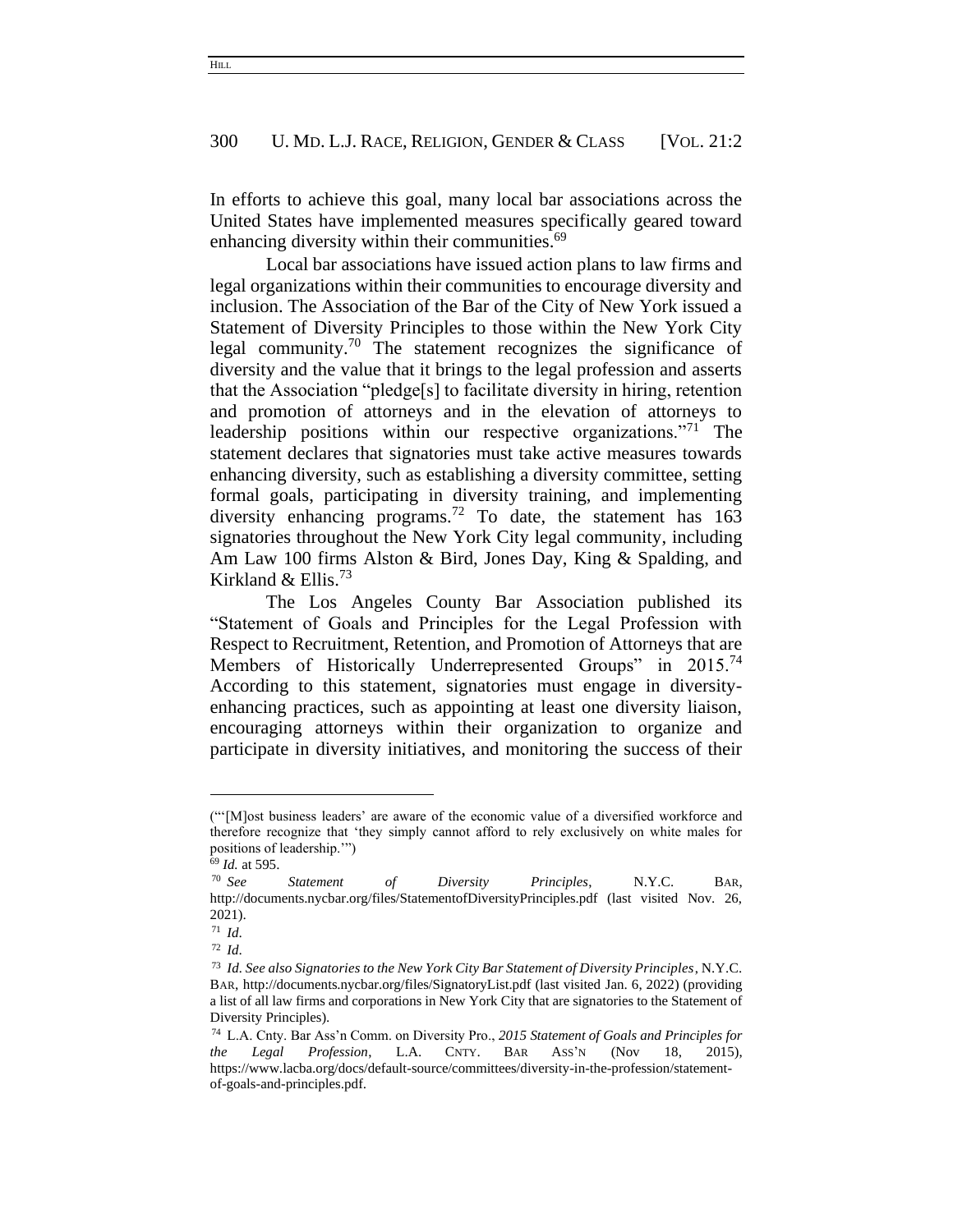In efforts to achieve this goal, many local bar associations across the United States have implemented measures specifically geared toward enhancing diversity within their communities.[69]

Local bar associations have issued action plans to law firms and legal organizations within their communities to encourage diversity and inclusion. The Association of the Bar of the City of New York issued a Statement of Diversity Principles to those within the New York City legal community.[70] The statement recognizes the significance of diversity and the value that it brings to the legal profession and asserts that the Association "pledge[s] to facilitate diversity in hiring, retention and promotion of attorneys and in the elevation of attorneys to leadership positions within our respective organizations."[71] The statement declares that signatories must take active measures towards enhancing diversity, such as establishing a diversity committee, setting formal goals, participating in diversity training, and implementing diversity enhancing programs.[72] To date, the statement has 163 signatories throughout the New York City legal community, including Am Law 100 firms Alston & Bird, Jones Day, King & Spalding, and Kirkland & Ellis.[73]

The Los Angeles County Bar Association published its "Statement of Goals and Principles for the Legal Profession with Respect to Recruitment, Retention, and Promotion of Attorneys that are Members of Historically Underrepresented Groups" in 2015.[74] According to this statement, signatories must engage in diversity-enhancing practices, such as appointing at least one diversity liaison, encouraging attorneys within their organization to organize and participate in diversity initiatives, and monitoring the success of their

---

("'[M]ost business leaders' are aware of the economic value of a diversified workforce and therefore recognize that 'they simply cannot afford to rely exclusively on white males for positions of leadership.'")

[69] *Id.* at 595.

[70] *See Statement of Diversity Principles*, N.Y.C. BAR, http://documents.nycbar.org/files/StatementofDiversityPrinciples.pdf (last visited Nov. 26, 2021).

[71] *Id*.

[72] *Id*.

[73] *Id*. *See also Signatories to the New York City Bar Statement of Diversity Principles*, N.Y.C. BAR, http://documents.nycbar.org/files/SignatoryList.pdf (last visited Jan. 6, 2022) (providing a list of all law firms and corporations in New York City that are signatories to the Statement of Diversity Principles).

[74] L.A. Cnty. Bar Ass'n Comm. on Diversity Pro., *2015 Statement of Goals and Principles for the Legal Profession*, L.A. CNTY. BAR ASS'N (Nov 18, 2015), https://www.lacba.org/docs/default-source/committees/diversity-in-the-profession/statement-of-goals-and-principles.pdf.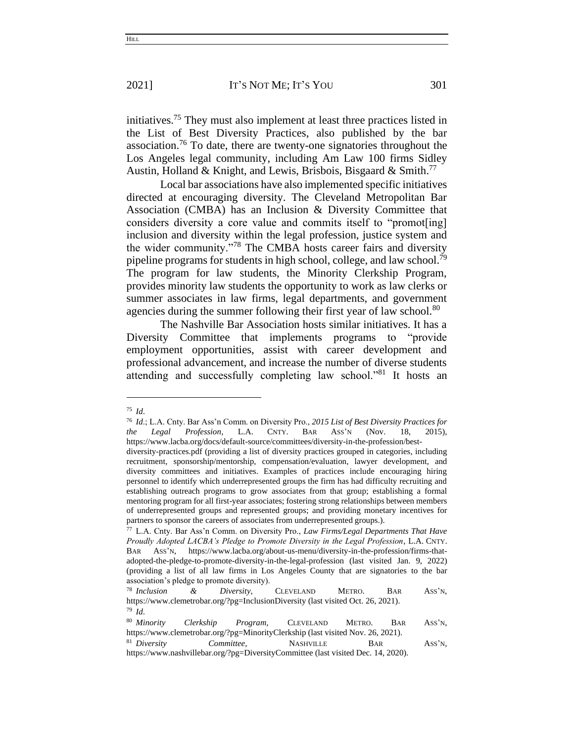initiatives.[75] They must also implement at least three practices listed in the List of Best Diversity Practices, also published by the bar association.[76] To date, there are twenty-one signatories throughout the Los Angeles legal community, including Am Law 100 firms Sidley Austin, Holland & Knight, and Lewis, Brisbois, Bisgaard & Smith.[77]

Local bar associations have also implemented specific initiatives directed at encouraging diversity. The Cleveland Metropolitan Bar Association (CMBA) has an Inclusion & Diversity Committee that considers diversity a core value and commits itself to "promot[ing] inclusion and diversity within the legal profession, justice system and the wider community."[78] The CMBA hosts career fairs and diversity pipeline programs for students in high school, college, and law school.[79] The program for law students, the Minority Clerkship Program, provides minority law students the opportunity to work as law clerks or summer associates in law firms, legal departments, and government agencies during the summer following their first year of law school.[80]

The Nashville Bar Association hosts similar initiatives. It has a Diversity Committee that implements programs to "provide employment opportunities, assist with career development and professional advancement, and increase the number of diverse students attending and successfully completing law school."[81] It hosts an

---

[75] *Id*.

[76] *Id*.; L.A. Cnty. Bar Ass'n Comm. on Diversity Pro., *2015 List of Best Diversity Practices for the Legal Profession*, L.A. CNTY. BAR ASS'N (Nov. 18, 2015), https://www.lacba.org/docs/default-source/committees/diversity-in-the-profession/best-diversity-practices.pdf (providing a list of diversity practices grouped in categories, including recruitment, sponsorship/mentorship, compensation/evaluation, lawyer development, and diversity committees and initiatives. Examples of practices include encouraging hiring personnel to identify which underrepresented groups the firm has had difficulty recruiting and establishing outreach programs to grow associates from that group; establishing a formal mentoring program for all first-year associates; fostering strong relationships between members of underrepresented groups and represented groups; and providing monetary incentives for partners to sponsor the careers of associates from underrepresented groups.).

[77] L.A. Cnty. Bar Ass'n Comm. on Diversity Pro., *Law Firms/Legal Departments That Have Proudly Adopted LACBA's Pledge to Promote Diversity in the Legal Profession*, L.A. CNTY. BAR ASS'N, https://www.lacba.org/about-us-menu/diversity-in-the-profession/firms-that-adopted-the-pledge-to-promote-diversity-in-the-legal-profession (last visited Jan. 9, 2022) (providing a list of all law firms in Los Angeles County that are signatories to the bar association's pledge to promote diversity).

[78] *Inclusion & Diversity*, CLEVELAND METRO. BAR ASS'N, https://www.clemetrobar.org/?pg=InclusionDiversity (last visited Oct. 26, 2021).

[79] *Id*.

[80] *Minority Clerkship Program*, CLEVELAND METRO. BAR ASS'N, https://www.clemetrobar.org/?pg=MinorityClerkship (last visited Nov. 26, 2021).

[81] *Diversity Committee*, NASHVILLE BAR ASS'N, https://www.nashvillebar.org/?pg=DiversityCommittee (last visited Dec. 14, 2020).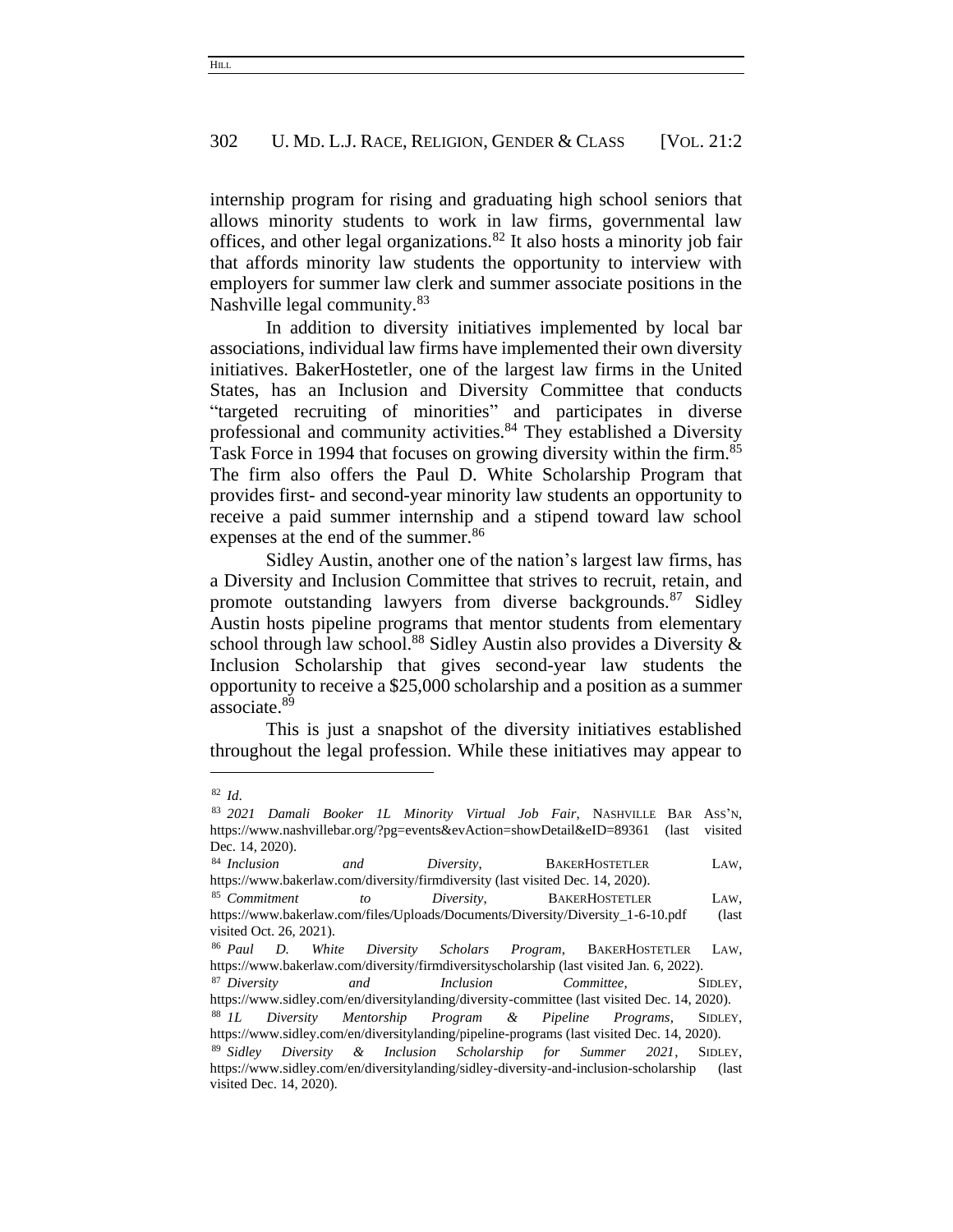internship program for rising and graduating high school seniors that allows minority students to work in law firms, governmental law offices, and other legal organizations.[82] It also hosts a minority job fair that affords minority law students the opportunity to interview with employers for summer law clerk and summer associate positions in the Nashville legal community.[83]

In addition to diversity initiatives implemented by local bar associations, individual law firms have implemented their own diversity initiatives. BakerHostetler, one of the largest law firms in the United States, has an Inclusion and Diversity Committee that conducts "targeted recruiting of minorities" and participates in diverse professional and community activities.[84] They established a Diversity Task Force in 1994 that focuses on growing diversity within the firm.[85] The firm also offers the Paul D. White Scholarship Program that provides first- and second-year minority law students an opportunity to receive a paid summer internship and a stipend toward law school expenses at the end of the summer.[86]

Sidley Austin, another one of the nation's largest law firms, has a Diversity and Inclusion Committee that strives to recruit, retain, and promote outstanding lawyers from diverse backgrounds.[87] Sidley Austin hosts pipeline programs that mentor students from elementary school through law school.[88] Sidley Austin also provides a Diversity & Inclusion Scholarship that gives second-year law students the opportunity to receive a $25,000 scholarship and a position as a summer associate.[89]

This is just a snapshot of the diversity initiatives established throughout the legal profession. While these initiatives may appear to

---

[82] *Id.*

[83] *2021 Damali Booker 1L Minority Virtual Job Fair*, NASHVILLE BAR ASS'N, https://www.nashvillebar.org/?pg=events&evAction=showDetail&eID=89361 (last visited Dec. 14, 2020).

[84] *Inclusion and Diversity*, BAKERHOSTETLER LAW, https://www.bakerlaw.com/diversity/firmdiversity (last visited Dec. 14, 2020).

[85] *Commitment to Diversity*, BAKERHOSTETLER LAW, https://www.bakerlaw.com/files/Uploads/Documents/Diversity/Diversity_1-6-10.pdf (last visited Oct. 26, 2021).

[86] *Paul D. White Diversity Scholars Program*, BAKERHOSTETLER LAW, https://www.bakerlaw.com/diversity/firmdiversityscholarship (last visited Jan. 6, 2022).

[87] *Diversity and Inclusion Committee*, SIDLEY, https://www.sidley.com/en/diversitylanding/diversity-committee (last visited Dec. 14, 2020).

[88] *1L Diversity Mentorship Program & Pipeline Programs*, SIDLEY, https://www.sidley.com/en/diversitylanding/pipeline-programs (last visited Dec. 14, 2020).

[89] *Sidley Diversity & Inclusion Scholarship for Summer 2021*, SIDLEY, https://www.sidley.com/en/diversitylanding/sidley-diversity-and-inclusion-scholarship (last visited Dec. 14, 2020).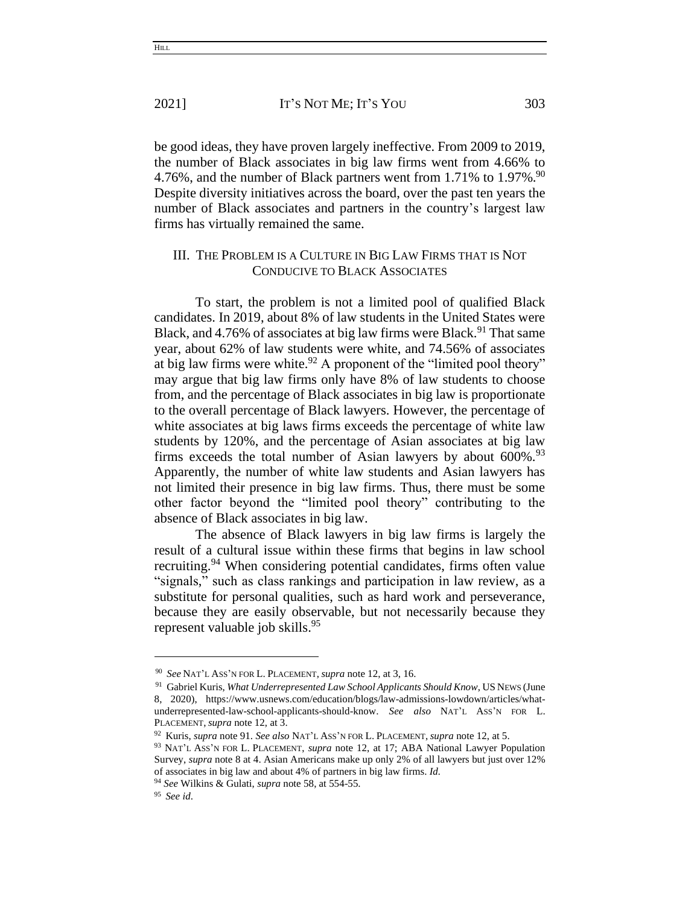be good ideas, they have proven largely ineffective. From 2009 to 2019, the number of Black associates in big law firms went from 4.66% to 4.76%, and the number of Black partners went from 1.71% to 1.97%.[90] Despite diversity initiatives across the board, over the past ten years the number of Black associates and partners in the country's largest law firms has virtually remained the same.

## III. The Problem is a Culture in Big Law Firms that is Not Conducive to Black Associates

To start, the problem is not a limited pool of qualified Black candidates. In 2019, about 8% of law students in the United States were Black, and 4.76% of associates at big law firms were Black.[91] That same year, about 62% of law students were white, and 74.56% of associates at big law firms were white.[92] A proponent of the "limited pool theory" may argue that big law firms only have 8% of law students to choose from, and the percentage of Black associates in big law is proportionate to the overall percentage of Black lawyers. However, the percentage of white associates at big laws firms exceeds the percentage of white law students by 120%, and the percentage of Asian associates at big law firms exceeds the total number of Asian lawyers by about 600%.[93] Apparently, the number of white law students and Asian lawyers has not limited their presence in big law firms. Thus, there must be some other factor beyond the "limited pool theory" contributing to the absence of Black associates in big law.

The absence of Black lawyers in big law firms is largely the result of a cultural issue within these firms that begins in law school recruiting.[94] When considering potential candidates, firms often value "signals," such as class rankings and participation in law review, as a substitute for personal qualities, such as hard work and perseverance, because they are easily observable, but not necessarily because they represent valuable job skills.[95]

---

[90] *See* NAT'L ASS'N FOR L. PLACEMENT, *supra* note 12, at 3, 16.

[91] Gabriel Kuris, *What Underrepresented Law School Applicants Should Know*, US NEWS (June 8, 2020), https://www.usnews.com/education/blogs/law-admissions-lowdown/articles/what-underrepresented-law-school-applicants-should-know. *See also* NAT'L ASS'N FOR L. PLACEMENT, *supra* note 12, at 3.

[92] Kuris, *supra* note 91. *See also* NAT'L ASS'N FOR L. PLACEMENT, *supra* note 12, at 5.

[93] NAT'L ASS'N FOR L. PLACEMENT, *supra* note 12, at 17; ABA National Lawyer Population Survey, *supra* note 8 at 4. Asian Americans make up only 2% of all lawyers but just over 12% of associates in big law and about 4% of partners in big law firms. *Id.*

[94] *See* Wilkins & Gulati, *supra* note 58, at 554-55.

[95] *See id*.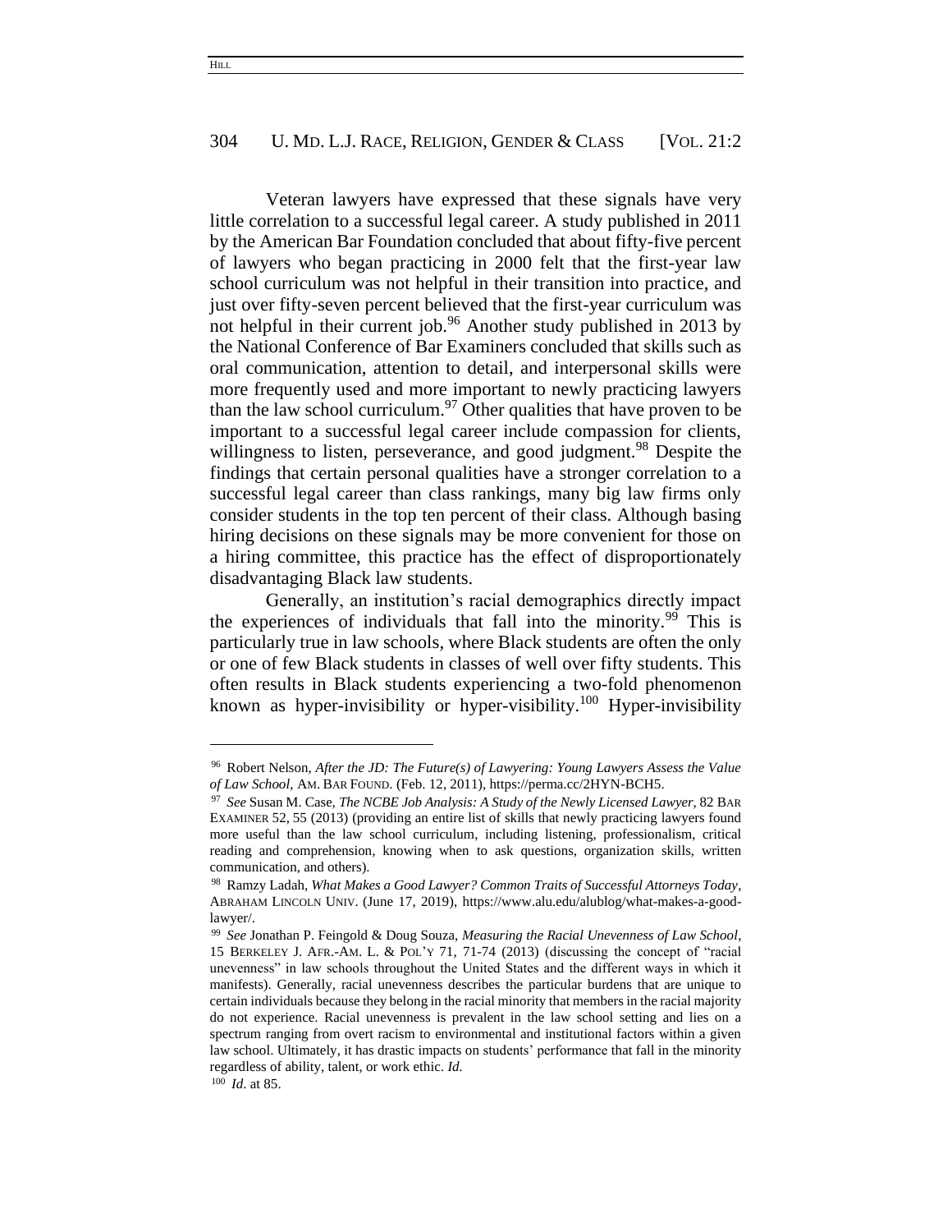Veteran lawyers have expressed that these signals have very little correlation to a successful legal career. A study published in 2011 by the American Bar Foundation concluded that about fifty-five percent of lawyers who began practicing in 2000 felt that the first-year law school curriculum was not helpful in their transition into practice, and just over fifty-seven percent believed that the first-year curriculum was not helpful in their current job.[96] Another study published in 2013 by the National Conference of Bar Examiners concluded that skills such as oral communication, attention to detail, and interpersonal skills were more frequently used and more important to newly practicing lawyers than the law school curriculum.[97] Other qualities that have proven to be important to a successful legal career include compassion for clients, willingness to listen, perseverance, and good judgment.[98] Despite the findings that certain personal qualities have a stronger correlation to a successful legal career than class rankings, many big law firms only consider students in the top ten percent of their class. Although basing hiring decisions on these signals may be more convenient for those on a hiring committee, this practice has the effect of disproportionately disadvantaging Black law students.

Generally, an institution's racial demographics directly impact the experiences of individuals that fall into the minority.[99] This is particularly true in law schools, where Black students are often the only or one of few Black students in classes of well over fifty students. This often results in Black students experiencing a two-fold phenomenon known as hyper-invisibility or hyper-visibility.[100] Hyper-invisibility

---

[96] Robert Nelson, *After the JD: The Future(s) of Lawyering: Young Lawyers Assess the Value of Law School*, AM. BAR FOUND. (Feb. 12, 2011), https://perma.cc/2HYN-BCH5.

[97] *See* Susan M. Case, *The NCBE Job Analysis: A Study of the Newly Licensed Lawyer*, 82 BAR EXAMINER 52, 55 (2013) (providing an entire list of skills that newly practicing lawyers found more useful than the law school curriculum, including listening, professionalism, critical reading and comprehension, knowing when to ask questions, organization skills, written communication, and others).

[98] Ramzy Ladah, *What Makes a Good Lawyer? Common Traits of Successful Attorneys Today*, ABRAHAM LINCOLN UNIV. (June 17, 2019), https://www.alu.edu/alublog/what-makes-a-good-lawyer/.

[99] *See* Jonathan P. Feingold & Doug Souza, *Measuring the Racial Unevenness of Law School*, 15 BERKELEY J. AFR.-AM. L. & POL'Y 71, 71-74 (2013) (discussing the concept of "racial unevenness" in law schools throughout the United States and the different ways in which it manifests). Generally, racial unevenness describes the particular burdens that are unique to certain individuals because they belong in the racial minority that members in the racial majority do not experience. Racial unevenness is prevalent in the law school setting and lies on a spectrum ranging from overt racism to environmental and institutional factors within a given law school. Ultimately, it has drastic impacts on students' performance that fall in the minority regardless of ability, talent, or work ethic. *Id.*

[100] *Id.* at 85.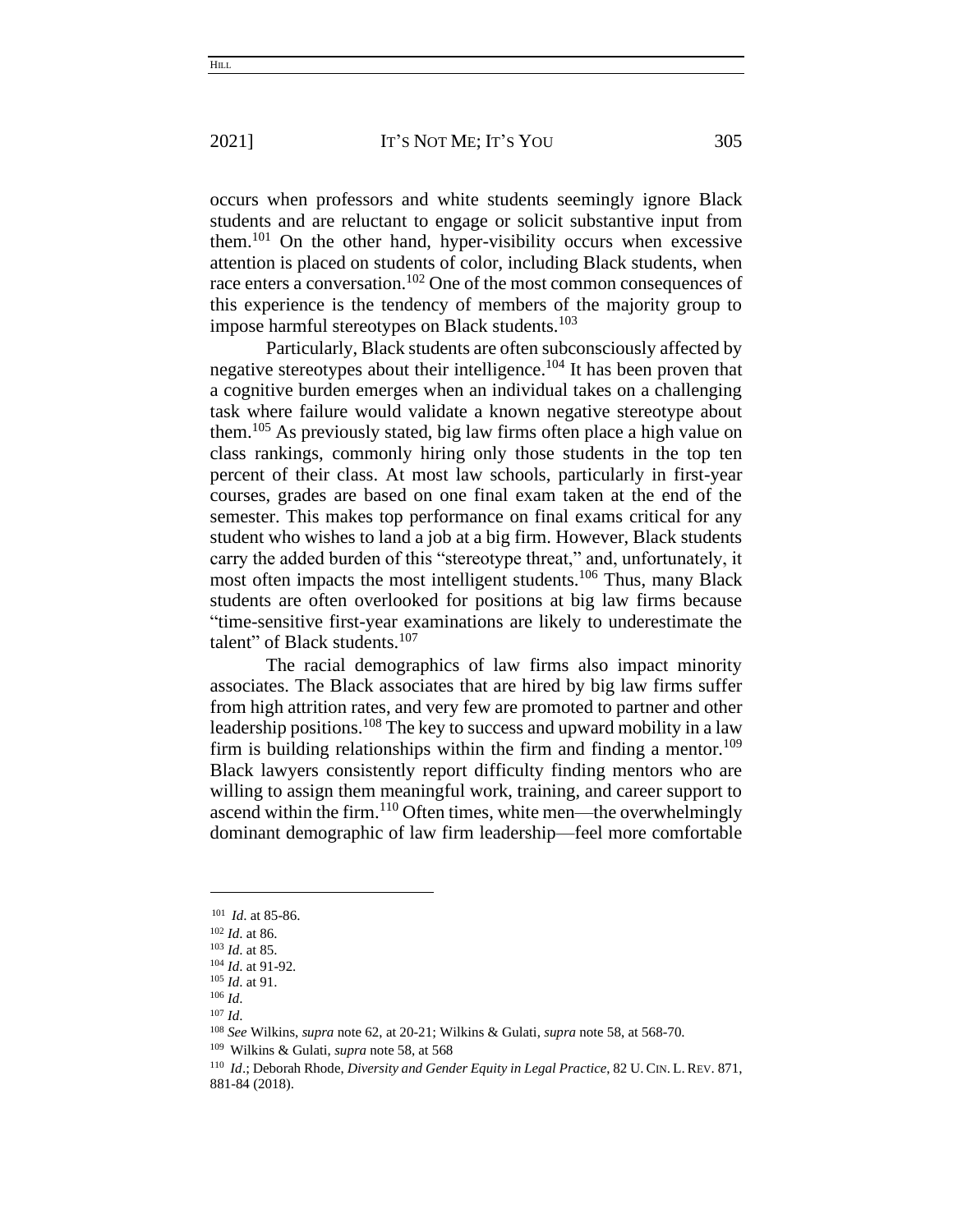occurs when professors and white students seemingly ignore Black students and are reluctant to engage or solicit substantive input from them.[101] On the other hand, hyper-visibility occurs when excessive attention is placed on students of color, including Black students, when race enters a conversation.[102] One of the most common consequences of this experience is the tendency of members of the majority group to impose harmful stereotypes on Black students.[103]

Particularly, Black students are often subconsciously affected by negative stereotypes about their intelligence.[104] It has been proven that a cognitive burden emerges when an individual takes on a challenging task where failure would validate a known negative stereotype about them.[105] As previously stated, big law firms often place a high value on class rankings, commonly hiring only those students in the top ten percent of their class. At most law schools, particularly in first-year courses, grades are based on one final exam taken at the end of the semester. This makes top performance on final exams critical for any student who wishes to land a job at a big firm. However, Black students carry the added burden of this "stereotype threat," and, unfortunately, it most often impacts the most intelligent students.[106] Thus, many Black students are often overlooked for positions at big law firms because "time-sensitive first-year examinations are likely to underestimate the talent" of Black students.[107]

The racial demographics of law firms also impact minority associates. The Black associates that are hired by big law firms suffer from high attrition rates, and very few are promoted to partner and other leadership positions.[108] The key to success and upward mobility in a law firm is building relationships within the firm and finding a mentor.[109] Black lawyers consistently report difficulty finding mentors who are willing to assign them meaningful work, training, and career support to ascend within the firm.[110] Often times, white men—the overwhelmingly dominant demographic of law firm leadership—feel more comfortable

---

[101] *Id*. at 85-86.

[102] *Id*. at 86.

[103] *Id*. at 85.

[104] *Id*. at 91-92.

[105] *Id*. at 91.

[106] *Id*.

[107] *Id*.

[108] *See* Wilkins, *supra* note 62, at 20-21; Wilkins & Gulati, *supra* note 58, at 568-70.

[109] Wilkins & Gulati, *supra* note 58, at 568

[110] *Id*.; Deborah Rhode, *Diversity and Gender Equity in Legal Practice*, 82 U. CIN. L. REV. 871, 881-84 (2018).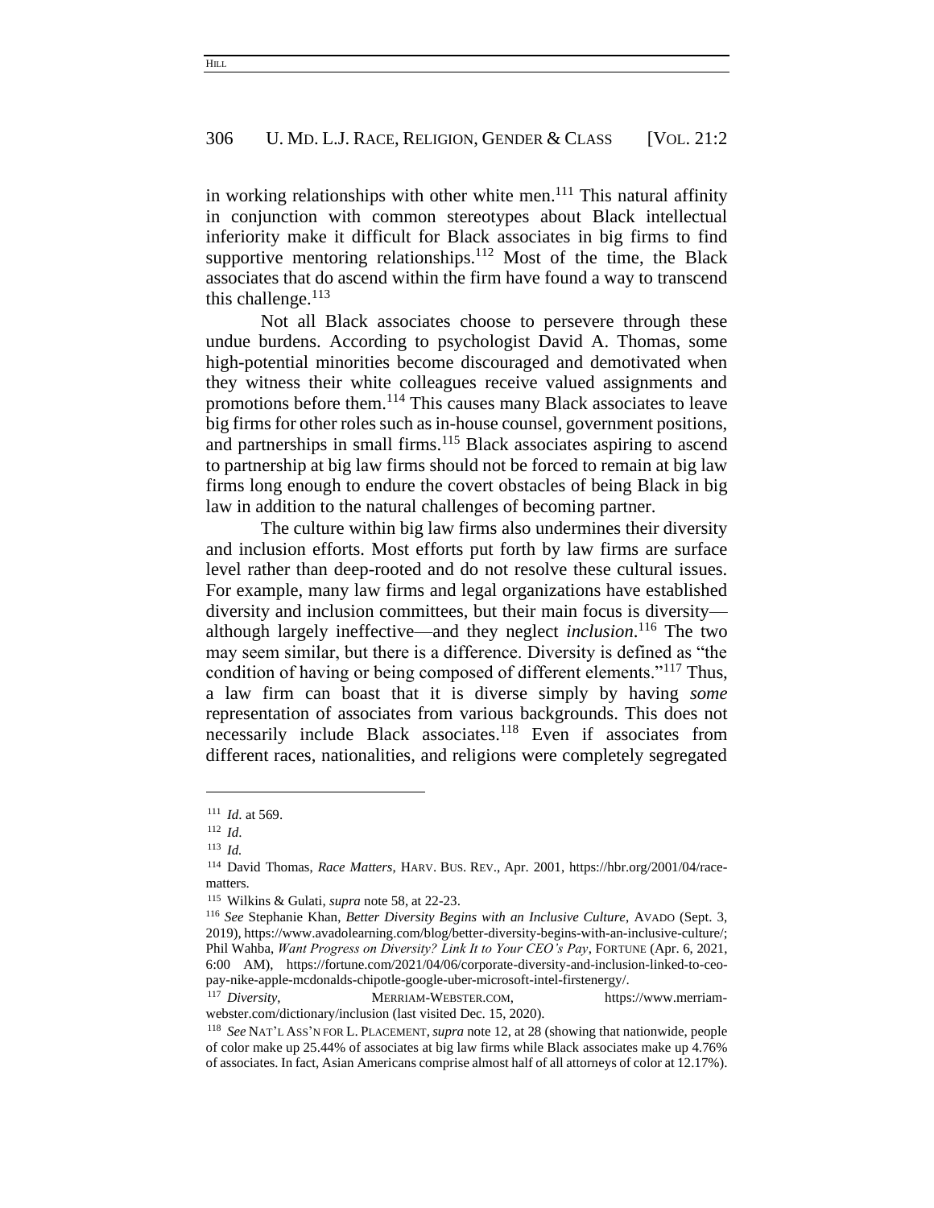in working relationships with other white men.[111] This natural affinity in conjunction with common stereotypes about Black intellectual inferiority make it difficult for Black associates in big firms to find supportive mentoring relationships.[112] Most of the time, the Black associates that do ascend within the firm have found a way to transcend this challenge.[113]

Not all Black associates choose to persevere through these undue burdens. According to psychologist David A. Thomas, some high-potential minorities become discouraged and demotivated when they witness their white colleagues receive valued assignments and promotions before them.[114] This causes many Black associates to leave big firms for other roles such as in-house counsel, government positions, and partnerships in small firms.[115] Black associates aspiring to ascend to partnership at big law firms should not be forced to remain at big law firms long enough to endure the covert obstacles of being Black in big law in addition to the natural challenges of becoming partner.

The culture within big law firms also undermines their diversity and inclusion efforts. Most efforts put forth by law firms are surface level rather than deep-rooted and do not resolve these cultural issues. For example, many law firms and legal organizations have established diversity and inclusion committees, but their main focus is diversity—although largely ineffective—and they neglect *inclusion*.[116] The two may seem similar, but there is a difference. Diversity is defined as "the condition of having or being composed of different elements."[117] Thus, a law firm can boast that it is diverse simply by having *some* representation of associates from various backgrounds. This does not necessarily include Black associates.[118] Even if associates from different races, nationalities, and religions were completely segregated

---

[111] *Id.* at 569.

[112] *Id.*

[113] *Id.*

[114] David Thomas, *Race Matters*, HARV. BUS. REV., Apr. 2001, https://hbr.org/2001/04/race-matters.

[115] Wilkins & Gulati, *supra* note 58, at 22-23.

[116] *See* Stephanie Khan, *Better Diversity Begins with an Inclusive Culture*, AVADO (Sept. 3, 2019), https://www.avadolearning.com/blog/better-diversity-begins-with-an-inclusive-culture/; Phil Wahba, *Want Progress on Diversity? Link It to Your CEO's Pay*, FORTUNE (Apr. 6, 2021, 6:00 AM), https://fortune.com/2021/04/06/corporate-diversity-and-inclusion-linked-to-ceo-pay-nike-apple-mcdonalds-chipotle-google-uber-microsoft-intel-firstenergy/.

[117] *Diversity*, MERRIAM-WEBSTER.COM, https://www.merriam-webster.com/dictionary/inclusion (last visited Dec. 15, 2020).

[118] *See* NAT'L ASS'N FOR L. PLACEMENT, *supra* note 12, at 28 (showing that nationwide, people of color make up 25.44% of associates at big law firms while Black associates make up 4.76% of associates. In fact, Asian Americans comprise almost half of all attorneys of color at 12.17%).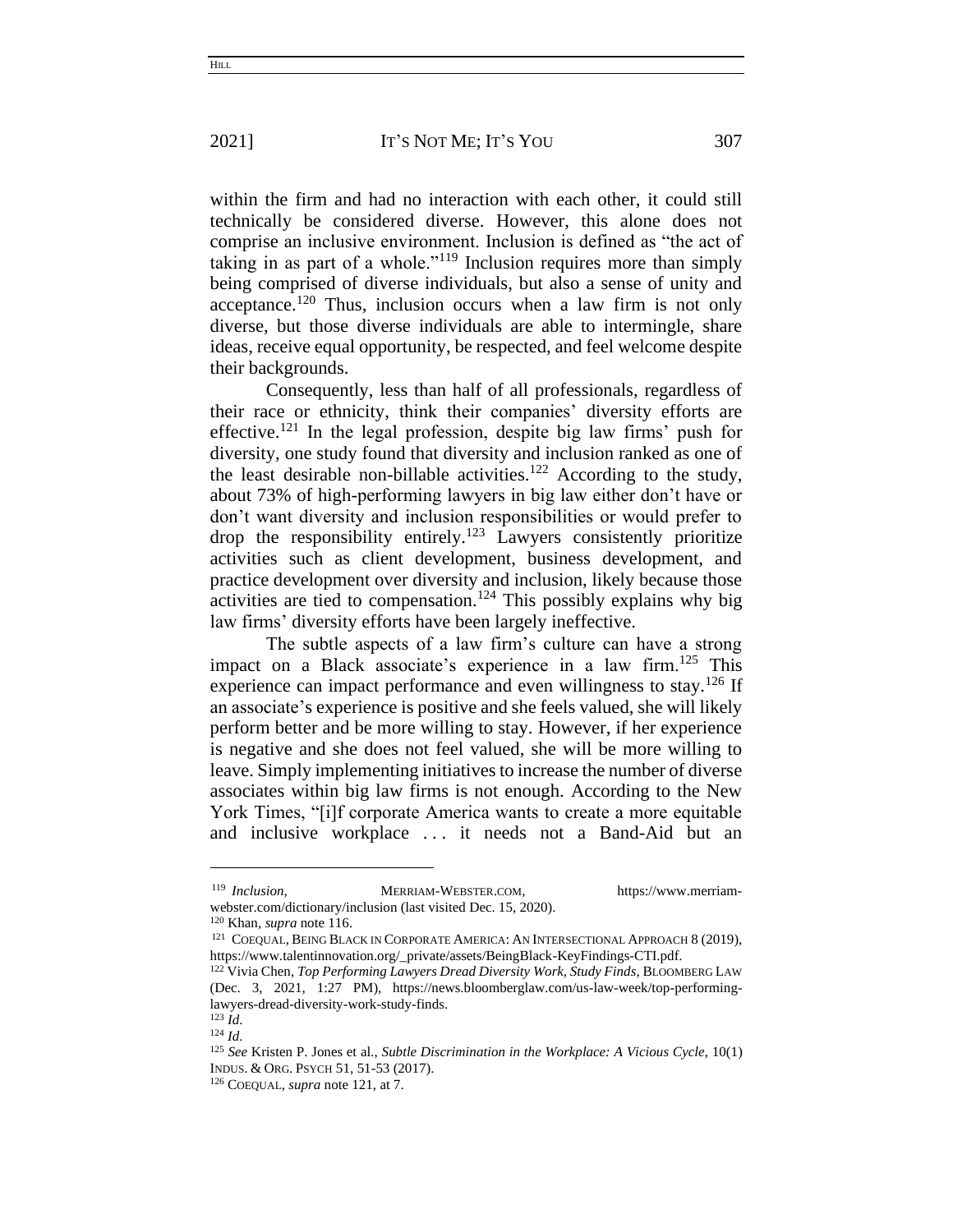within the firm and had no interaction with each other, it could still technically be considered diverse. However, this alone does not comprise an inclusive environment. Inclusion is defined as "the act of taking in as part of a whole."[119] Inclusion requires more than simply being comprised of diverse individuals, but also a sense of unity and acceptance.[120] Thus, inclusion occurs when a law firm is not only diverse, but those diverse individuals are able to intermingle, share ideas, receive equal opportunity, be respected, and feel welcome despite their backgrounds.

Consequently, less than half of all professionals, regardless of their race or ethnicity, think their companies' diversity efforts are effective.[121] In the legal profession, despite big law firms' push for diversity, one study found that diversity and inclusion ranked as one of the least desirable non-billable activities.[122] According to the study, about 73% of high-performing lawyers in big law either don't have or don't want diversity and inclusion responsibilities or would prefer to drop the responsibility entirely.[123] Lawyers consistently prioritize activities such as client development, business development, and practice development over diversity and inclusion, likely because those activities are tied to compensation.[124] This possibly explains why big law firms' diversity efforts have been largely ineffective.

The subtle aspects of a law firm's culture can have a strong impact on a Black associate's experience in a law firm.[125] This experience can impact performance and even willingness to stay.[126] If an associate's experience is positive and she feels valued, she will likely perform better and be more willing to stay. However, if her experience is negative and she does not feel valued, she will be more willing to leave. Simply implementing initiatives to increase the number of diverse associates within big law firms is not enough. According to the New York Times, "[i]f corporate America wants to create a more equitable and inclusive workplace . . . it needs not a Band-Aid but an

---

[119] *Inclusion*, MERRIAM-WEBSTER.COM, https://www.merriam-webster.com/dictionary/inclusion (last visited Dec. 15, 2020).

[120] Khan, *supra* note 116.

[121] COEQUAL, BEING BLACK IN CORPORATE AMERICA: AN INTERSECTIONAL APPROACH 8 (2019), https://www.talentinnovation.org/_private/assets/BeingBlack-KeyFindings-CTI.pdf.

[122] Vivia Chen, *Top Performing Lawyers Dread Diversity Work, Study Finds*, BLOOMBERG LAW (Dec. 3, 2021, 1:27 PM), https://news.bloomberglaw.com/us-law-week/top-performing-lawyers-dread-diversity-work-study-finds.

[123] *Id.*

[124] *Id.*

[125] *See* Kristen P. Jones et al., *Subtle Discrimination in the Workplace: A Vicious Cycle*, 10(1) INDUS. & ORG. PSYCH 51, 51-53 (2017).

[126] COEQUAL, *supra* note 121, at 7.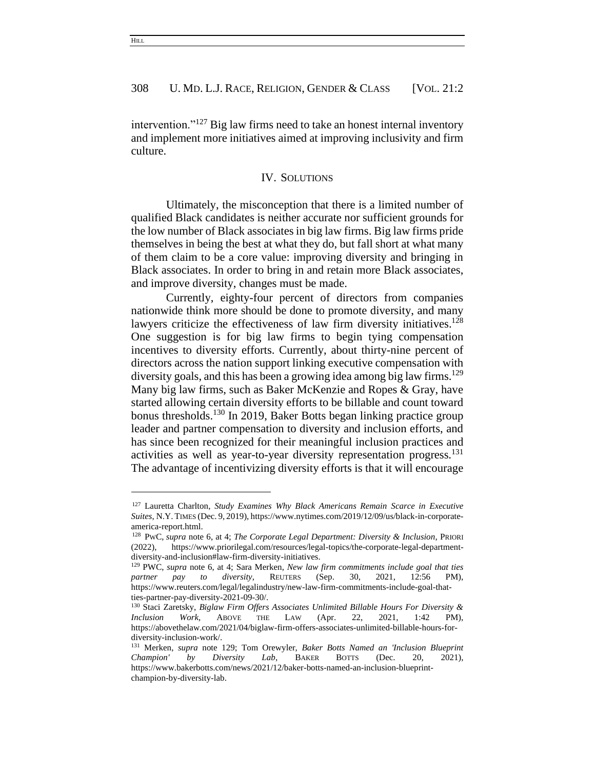intervention."[127] Big law firms need to take an honest internal inventory and implement more initiatives aimed at improving inclusivity and firm culture.

## IV. SOLUTIONS

Ultimately, the misconception that there is a limited number of qualified Black candidates is neither accurate nor sufficient grounds for the low number of Black associates in big law firms. Big law firms pride themselves in being the best at what they do, but fall short at what many of them claim to be a core value: improving diversity and bringing in Black associates. In order to bring in and retain more Black associates, and improve diversity, changes must be made.

Currently, eighty-four percent of directors from companies nationwide think more should be done to promote diversity, and many lawyers criticize the effectiveness of law firm diversity initiatives.[128] One suggestion is for big law firms to begin tying compensation incentives to diversity efforts. Currently, about thirty-nine percent of directors across the nation support linking executive compensation with diversity goals, and this has been a growing idea among big law firms.[129] Many big law firms, such as Baker McKenzie and Ropes & Gray, have started allowing certain diversity efforts to be billable and count toward bonus thresholds.[130] In 2019, Baker Botts began linking practice group leader and partner compensation to diversity and inclusion efforts, and has since been recognized for their meaningful inclusion practices and activities as well as year-to-year diversity representation progress.[131] The advantage of incentivizing diversity efforts is that it will encourage

---

[127] Lauretta Charlton, *Study Examines Why Black Americans Remain Scarce in Executive Suites*, N.Y. TIMES (Dec. 9, 2019), https://www.nytimes.com/2019/12/09/us/black-in-corporate-america-report.html.

[128] PwC, *supra* note 6, at 4; *The Corporate Legal Department: Diversity & Inclusion*, PRIORI (2022), https://www.priorilegal.com/resources/legal-topics/the-corporate-legal-department-diversity-and-inclusion#law-firm-diversity-initiatives.

[129] PWC, *supra* note 6, at 4; Sara Merken, *New law firm commitments include goal that ties partner pay to diversity*, REUTERS (Sep. 30, 2021, 12:56 PM), https://www.reuters.com/legal/legalindustry/new-law-firm-commitments-include-goal-that-ties-partner-pay-diversity-2021-09-30/.

[130] Staci Zaretsky, *Biglaw Firm Offers Associates Unlimited Billable Hours For Diversity & Inclusion Work*, ABOVE THE LAW (Apr. 22, 2021, 1:42 PM), https://abovethelaw.com/2021/04/biglaw-firm-offers-associates-unlimited-billable-hours-for-diversity-inclusion-work/.

[131] Merken, *supra* note 129; Tom Orewyler, *Baker Botts Named an 'Inclusion Blueprint Champion' by Diversity Lab*, BAKER BOTTS (Dec. 20, 2021), https://www.bakerbotts.com/news/2021/12/baker-botts-named-an-inclusion-blueprint-champion-by-diversity-lab.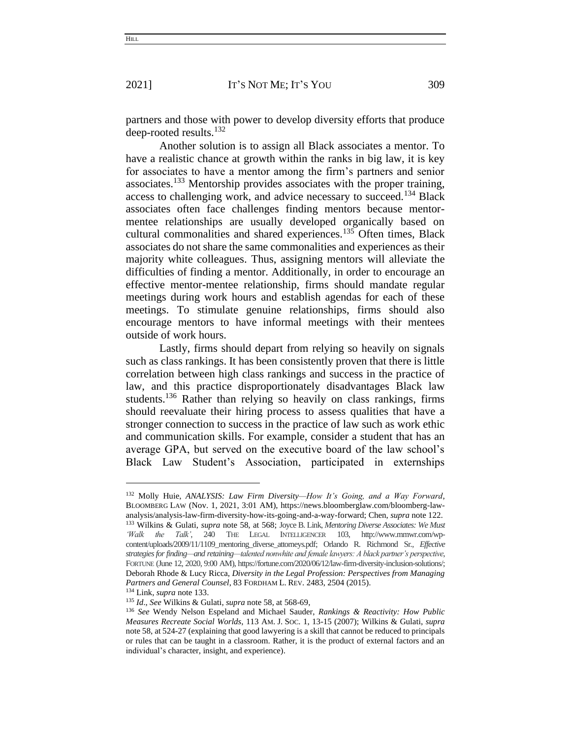partners and those with power to develop diversity efforts that produce deep-rooted results.[132]

Another solution is to assign all Black associates a mentor. To have a realistic chance at growth within the ranks in big law, it is key for associates to have a mentor among the firm's partners and senior associates.[133] Mentorship provides associates with the proper training, access to challenging work, and advice necessary to succeed.[134] Black associates often face challenges finding mentors because mentor-mentee relationships are usually developed organically based on cultural commonalities and shared experiences.[135] Often times, Black associates do not share the same commonalities and experiences as their majority white colleagues. Thus, assigning mentors will alleviate the difficulties of finding a mentor. Additionally, in order to encourage an effective mentor-mentee relationship, firms should mandate regular meetings during work hours and establish agendas for each of these meetings. To stimulate genuine relationships, firms should also encourage mentors to have informal meetings with their mentees outside of work hours.

Lastly, firms should depart from relying so heavily on signals such as class rankings. It has been consistently proven that there is little correlation between high class rankings and success in the practice of law, and this practice disproportionately disadvantages Black law students.[136] Rather than relying so heavily on class rankings, firms should reevaluate their hiring process to assess qualities that have a stronger connection to success in the practice of law such as work ethic and communication skills. For example, consider a student that has an average GPA, but served on the executive board of the law school's Black Law Student's Association, participated in externships

---

[132] Molly Huie, *ANALYSIS: Law Firm Diversity—How It's Going, and a Way Forward*, BLOOMBERG LAW (Nov. 1, 2021, 3:01 AM), https://news.bloomberglaw.com/bloomberg-law-analysis/analysis-law-firm-diversity-how-its-going-and-a-way-forward; Chen, *supra* note 122.

[133] Wilkins & Gulati, *supra* note 58, at 568; Joyce B. Link, *Mentoring Diverse Associates: We Must 'Walk the Talk'*, 240 THE LEGAL INTELLIGENCER 103, http://www.mmwr.com/wp-content/uploads/2009/11/1109_mentoring_diverse_attorneys.pdf; Orlando R. Richmond Sr., *Effective strategies for finding—and retaining—talented nonwhite and female lawyers: A black partner's perspective*, FORTUNE (June 12, 2020, 9:00 AM), https://fortune.com/2020/06/12/law-firm-diversity-inclusion-solutions/; Deborah Rhode & Lucy Ricca, *Diversity in the Legal Profession: Perspectives from Managing Partners and General Counsel*, 83 FORDHAM L. REV. 2483, 2504 (2015).

[134] Link, *supra* note 133.

[135] *Id*., *See* Wilkins & Gulati, *supra* note 58, at 568-69,

[136] *See* Wendy Nelson Espeland and Michael Sauder, *Rankings & Reactivity: How Public Measures Recreate Social Worlds*, 113 AM. J. SOC. 1, 13-15 (2007); Wilkins & Gulati, *supra* note 58, at 524-27 (explaining that good lawyering is a skill that cannot be reduced to principals or rules that can be taught in a classroom. Rather, it is the product of external factors and an individual's character, insight, and experience).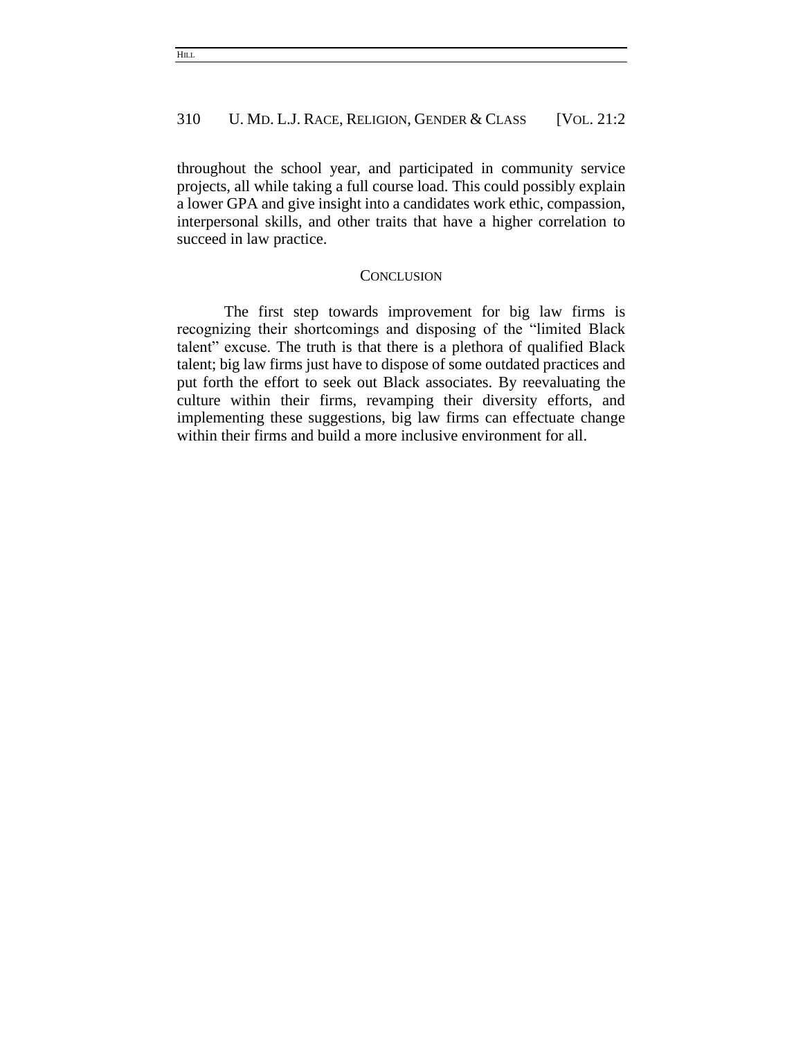throughout the school year, and participated in community service projects, all while taking a full course load. This could possibly explain a lower GPA and give insight into a candidates work ethic, compassion, interpersonal skills, and other traits that have a higher correlation to succeed in law practice.

## CONCLUSION

The first step towards improvement for big law firms is recognizing their shortcomings and disposing of the "limited Black talent" excuse. The truth is that there is a plethora of qualified Black talent; big law firms just have to dispose of some outdated practices and put forth the effort to seek out Black associates. By reevaluating the culture within their firms, revamping their diversity efforts, and implementing these suggestions, big law firms can effectuate change within their firms and build a more inclusive environment for all.